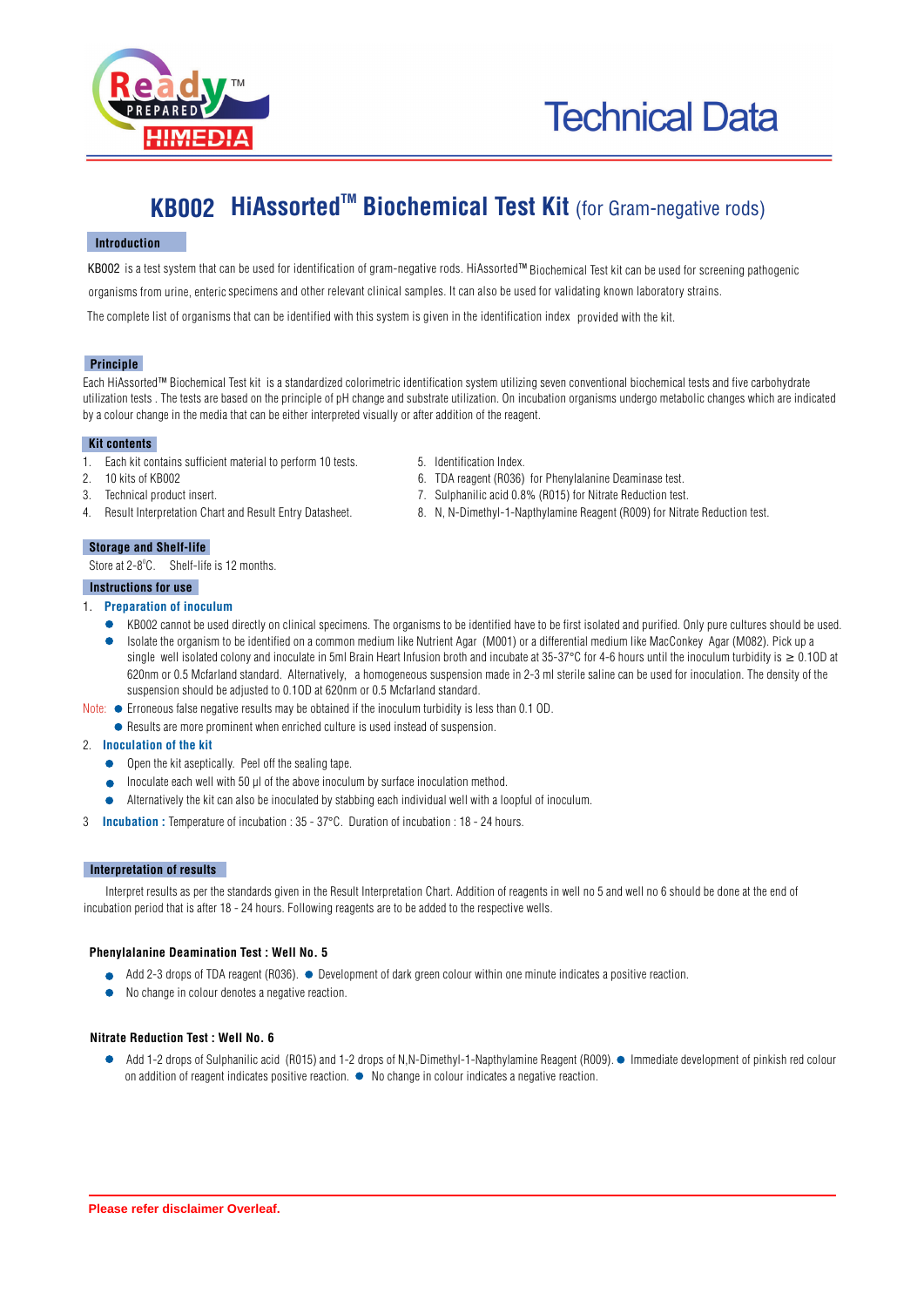# Technical Data

## KB002 HiAssorted™ Biochemical Test Kit (for Gram-negative rods)

### Introduction

KB002 is a test system that can be used for identification of gram-negative rods. HiAssorted™ Biochemical Test kit can be used for screening pathogenic organisms from urine, enteric specimens and other relevant clinical samples. It can also be used for validating known laboratory strains.

The complete list of organisms that can be identified with this system is given in the identification index provided with the kit.

### Principle

Each HiAssorted™ Biochemical Test kit is a standardized colorimetric identification system utilizing seven conventional biochemical tests and five carbohydrate utilization tests . The tests are based on the principle of pH change and substrate utilization. On incubation organisms undergo metabolic changes which are indicated by a colour change in the media that can be either interpreted visually or after addition of the reagent.

### Kit contents

1. Each kit contains sufficient material to perform 10 tests.
2. 10 kits of KB002
3. Technical product insert.
4. Result Interpretation Chart and Result Entry Datasheet.
5. Identification Index.
6. TDA reagent (R036) for Phenylalanine Deaminase test.
7. Sulphanilic acid 0.8% (R015) for Nitrate Reduction test.
8. N, N-Dimethyl-1-Napthylamine Reagent (R009) for Nitrate Reduction test.

### Storage and Shelf-life

Store at 2-8°C. Shelf-life is 12 months.

### Instructions for use

1. **Preparation of inoculum**
   - KB002 cannot be used directly on clinical specimens. The organisms to be identified have to be first isolated and purified. Only pure cultures should be used.
   - Isolate the organism to be identified on a common medium like Nutrient Agar (M001) or a differential medium like MacConkey Agar (M082). Pick up a single well isolated colony and inoculate in 5ml Brain Heart Infusion broth and incubate at 35-37°C for 4-6 hours until the inoculum turbidity is ≥ 0.1OD at 620nm or 0.5 Mcfarland standard. Alternatively, a homogeneous suspension made in 2-3 ml sterile saline can be used for inoculation. The density of the suspension should be adjusted to 0.1OD at 620nm or 0.5 Mcfarland standard.

   Note:
   - Erroneous false negative results may be obtained if the inoculum turbidity is less than 0.1 OD.
   - Results are more prominent when enriched culture is used instead of suspension.

2. **Inoculation of the kit**
   - Open the kit aseptically. Peel off the sealing tape.
   - Inoculate each well with 50 µl of the above inoculum by surface inoculation method.
   - Alternatively the kit can also be inoculated by stabbing each individual well with a loopful of inoculum.

3. **Incubation :** Temperature of incubation : 35 - 37°C. Duration of incubation : 18 - 24 hours.

### Interpretation of results

Interpret results as per the standards given in the Result Interpretation Chart. Addition of reagents in well no 5 and well no 6 should be done at the end of incubation period that is after 18 - 24 hours. Following reagents are to be added to the respective wells.

**Phenylalanine Deamination Test : Well No. 5**

- Add 2-3 drops of TDA reagent (R036).
- Development of dark green colour within one minute indicates a positive reaction.
- No change in colour denotes a negative reaction.

**Nitrate Reduction Test : Well No. 6**

- Add 1-2 drops of Sulphanilic acid (R015) and 1-2 drops of N,N-Dimethyl-1-Napthylamine Reagent (R009).
- Immediate development of pinkish red colour on addition of reagent indicates positive reaction.
- No change in colour indicates a negative reaction.

Please refer disclaimer Overleaf.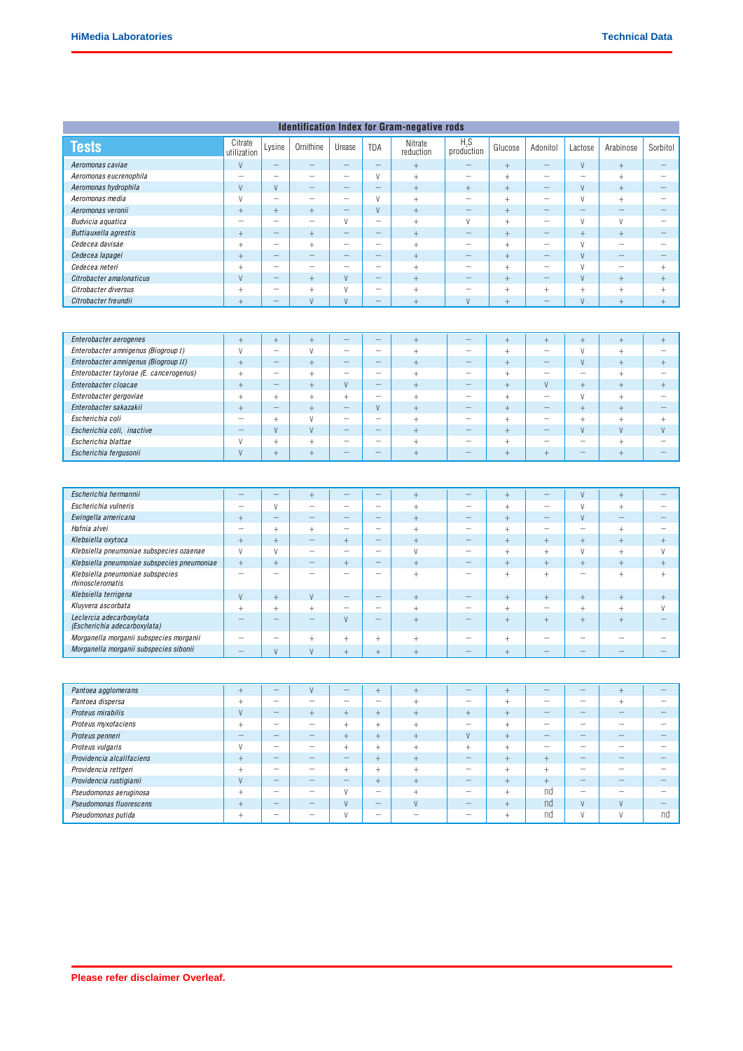## Identification Index for Gram-negative rods

| Tests | Citrate utilization | Lysine | Ornithine | Urease | TDA | Nitrate reduction | $H_2S$ production | Glucose | Adonitol | Lactose | Arabinose | Sorbitol |
|---|---|---|---|---|---|---|---|---|---|---|---|---|
| *Aeromonas caviae* | V | – | – | – | – | + | – | + | – | V | + | – |
| *Aeromonas eucrenophila* | – | – | – | – | V | + | – | + | – | – | + | – |
| *Aeromonas hydrophila* | V | V | – | – | – | + | + | + | – | V | + | – |
| *Aeromonas media* | V | – | – | – | V | + | – | + | – | V | + | – |
| *Aeromonas veronii* | + | + | + | – | V | + | – | + | – | – | – | – |
| *Budvicia aquatica* | – | – | – | V | – | + | V | + | – | V | V | – |
| *Buttiauxella agrestis* | + | – | + | – | – | + | – | + | – | + | + | – |
| *Cedecea davisae* | + | – | + | – | – | + | – | + | – | V | – | – |
| *Cedecea lapagei* | + | – | – | – | – | + | – | + | – | V | – | – |
| *Cedecea neteri* | + | – | – | – | – | + | – | + | – | V | – | + |
| *Citrobacter amalonaticus* | V | – | + | V | – | + | – | + | – | V | + | + |
| *Citrobacter diversus* | + | – | + | V | – | + | – | + | + | + | + | + |
| *Citrobacter freundii* | + | – | V | V | – | + | V | + | – | V | + | + |
| *Enterobacter aerogenes* | + | + | + | – | – | + | – | + | + | + | + | + |
| *Enterobacter amnigenus (Biogroup I)* | V | – | V | – | – | + | – | + | – | V | + | – |
| *Enterobacter amnigenus (Biogroup II)* | + | – | + | – | – | + | – | + | – | V | + | + |
| *Enterobacter taylorae (E. cancerogenus)* | + | – | + | – | – | + | – | + | – | – | + | – |
| *Enterobacter cloacae* | + | – | + | V | – | + | – | + | V | + | + | + |
| *Enterobacter gergoviae* | + | + | + | + | – | + | – | + | – | V | + | – |
| *Enterobacter sakazakii* | + | – | + | – | V | + | – | + | – | + | + | – |
| *Escherichia coli* | – | + | V | – | – | + | – | + | – | + | + | + |
| *Escherichia coli, inactive* | – | V | V | – | – | + | – | + | – | V | V | V |
| *Escherichia blattae* | V | + | + | – | – | + | – | + | – | – | + | – |
| *Escherichia fergusonii* | V | + | + | – | – | + | – | + | + | – | + | – |
| *Escherichia hermannii* | – | – | + | – | – | + | – | + | – | V | + | – |
| *Escherichia vulneris* | – | V | – | – | – | + | – | + | – | V | + | – |
| *Ewingella americana* | + | – | – | – | – | + | – | + | – | V | – | – |
| *Hafnia alvei* | – | + | + | – | – | + | – | + | – | – | + | – |
| *Klebsiella oxytoca* | + | + | – | + | – | + | – | + | + | + | + | + |
| *Klebsiella pneumoniae subspecies ozaenae* | V | V | – | – | – | V | – | + | + | V | + | V |
| *Klebsiella pneumoniae subspecies pneumoniae* | + | + | – | + | – | + | – | + | + | + | + | + |
| *Klebsiella pneumoniae subspecies rhinoscleromatis* | – | – | – | – | – | + | – | + | + | – | + | + |
| *Klebsiella terrigena* | V | + | V | – | – | + | – | + | + | + | + | + |
| *Kluyvera ascorbata* | + | + | + | – | – | + | – | + | – | + | + | V |
| *Leclercia adecarboxylata (Escherichia adecarboxylata)* | – | – | – | V | – | + | – | + | + | + | + | – |
| *Morganella morganii subspecies morganii* | – | – | + | + | + | + | – | + | – | – | – | – |
| *Morganella morganii subspecies sibonii* | – | V | V | + | + | + | – | + | – | – | – | – |
| *Pantoea agglomerans* | + | – | V | – | + | + | – | + | – | – | + | – |
| *Pantoea dispersa* | + | – | – | – | – | + | – | + | – | – | + | – |
| *Proteus mirabilis* | V | – | + | + | + | + | + | + | – | – | – | – |
| *Proteus myxofaciens* | + | – | – | + | + | + | – | + | – | – | – | – |
| *Proteus penneri* | – | – | – | + | + | + | V | + | – | – | – | – |
| *Proteus vulgaris* | V | – | – | + | + | + | + | + | – | – | – | – |
| *Providencia alcalifaciens* | + | – | – | – | + | + | – | + | + | – | – | – |
| *Providencia rettgeri* | + | – | – | + | + | + | – | + | + | – | – | – |
| *Providencia rustigianii* | V | – | – | – | + | + | – | + | + | – | – | – |
| *Pseudomonas aeruginosa* | + | – | – | V | – | + | – | + | nd | – | – | – |
| *Pseudomonas fluorescens* | + | – | – | V | – | V | – | + | nd | V | V | – |
| *Pseudomonas putida* | + | – | – | V | – | – | – | + | nd | V | V | nd |

**Please refer disclaimer Overleaf.**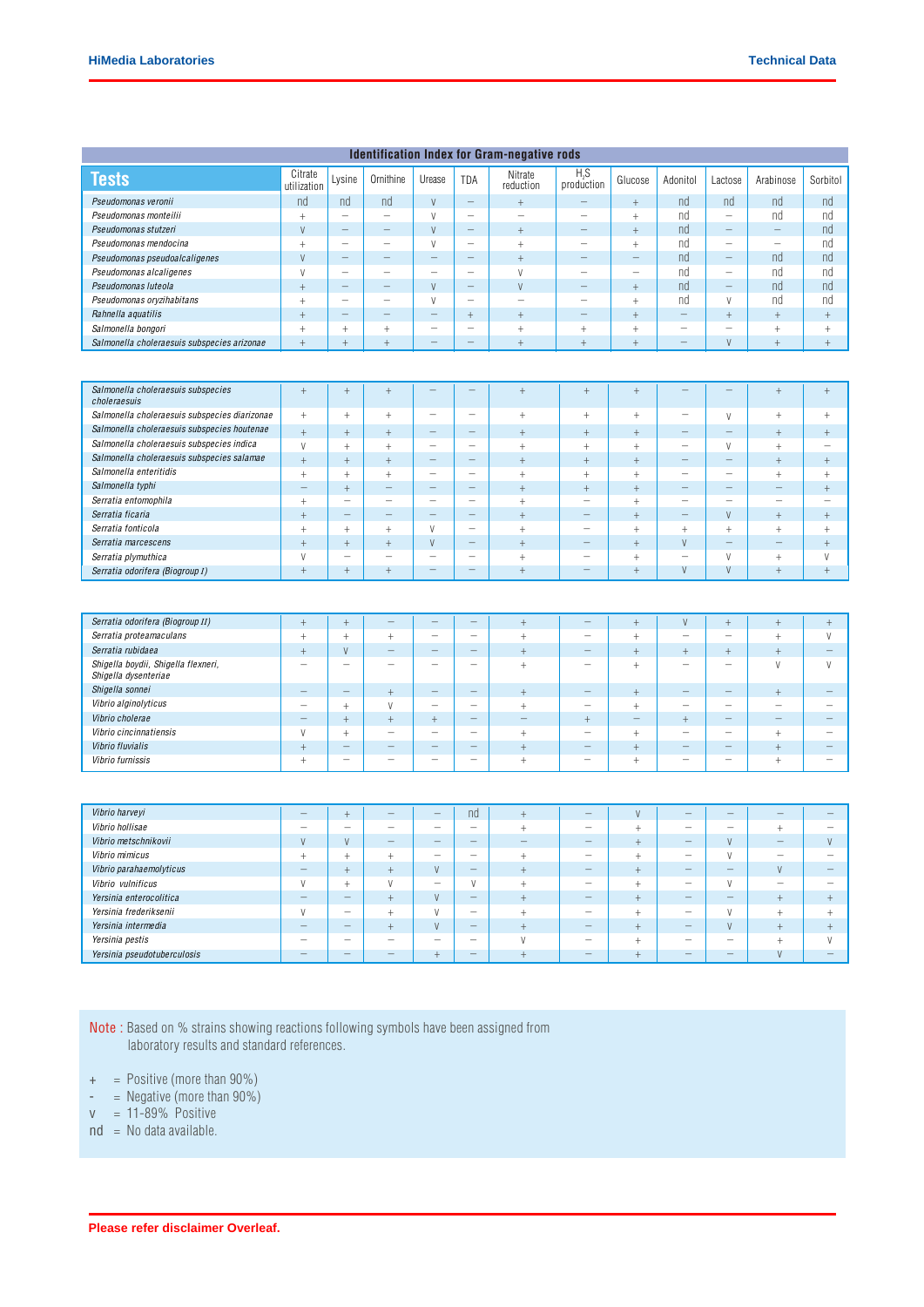## Identification Index for Gram-negative rods

| Tests | Citrate utilization | Lysine | Ornithine | Urease | TDA | Nitrate reduction | $H_2S$ production | Glucose | Adonitol | Lactose | Arabinose | Sorbitol |
|---|---|---|---|---|---|---|---|---|---|---|---|---|
| *Pseudomonas veronii* | nd | nd | nd | V | – | + | – | + | nd | nd | nd | nd |
| *Pseudomonas monteilii* | + | – | – | V | – | – | – | + | nd | – | nd | nd |
| *Pseudomonas stutzeri* | V | – | – | V | – | + | – | + | nd | – | – | nd |
| *Pseudomonas mendocina* | + | – | – | V | – | + | – | + | nd | – | – | nd |
| *Pseudomonas pseudoalcaligenes* | V | – | – | – | – | + | – | – | nd | – | nd | nd |
| *Pseudomonas alcaligenes* | V | – | – | – | – | V | – | – | nd | – | nd | nd |
| *Pseudomonas luteola* | + | – | – | V | – | V | – | + | nd | – | nd | nd |
| *Pseudomonas oryzihabitans* | + | – | – | V | – | – | – | + | nd | V | nd | nd |
| *Rahnella aquatilis* | + | – | – | – | + | + | – | + | – | + | + | + |
| *Salmonella bongori* | + | + | + | – | – | + | + | + | – | – | + | + |
| *Salmonella choleraesuis subspecies arizonae* | + | + | + | – | – | + | + | + | – | V | + | + |
| *Salmonella choleraesuis subspecies choleraesuis* | + | + | + | – | – | + | + | + | – | – | + | + |
| *Salmonella choleraesuis subspecies diarizonae* | + | + | + | – | – | + | + | + | – | V | + | + |
| *Salmonella choleraesuis subspecies houtenae* | + | + | + | – | – | + | + | + | – | – | + | + |
| *Salmonella choleraesuis subspecies indica* | V | + | + | – | – | + | + | + | – | V | + | – |
| *Salmonella choleraesuis subspecies salamae* | + | + | + | – | – | + | + | + | – | – | + | + |
| *Salmonella enteritidis* | + | + | + | – | – | + | + | + | – | – | + | + |
| *Salmonella typhi* | – | + | – | – | – | + | + | + | – | – | – | + |
| *Serratia entomophila* | + | – | – | – | – | + | – | + | – | – | – | – |
| *Serratia ficaria* | + | – | – | – | – | + | – | + | – | V | + | + |
| *Serratia fonticola* | + | + | + | V | – | + | – | + | + | + | + | + |
| *Serratia marcescens* | + | + | + | V | – | + | – | + | V | – | – | + |
| *Serratia plymuthica* | V | – | – | – | – | + | – | + | – | V | + | V |
| *Serratia odorifera (Biogroup I)* | + | + | + | – | – | + | – | + | V | V | + | + |
| *Serratia odorifera (Biogroup II)* | + | + | – | – | – | + | – | + | V | + | + | + |
| *Serratia proteamaculans* | + | + | + | – | – | + | – | + | – | – | + | V |
| *Serratia rubidaea* | + | V | – | – | – | + | – | + | + | + | + | – |
| *Shigella boydii, Shigella flexneri, Shigella dysenteriae* | – | – | – | – | – | + | – | + | – | – | V | V |
| *Shigella sonnei* | – | – | + | – | – | + | – | + | – | – | + | – |
| *Vibrio alginolyticus* | – | + | V | – | – | + | – | + | – | – | – | – |
| *Vibrio cholerae* | – | + | + | + | – | – | + | – | + | – | – | – |
| *Vibrio cincinnatiensis* | V | + | – | – | – | + | – | + | – | – | + | – |
| *Vibrio fluvialis* | + | – | – | – | – | + | – | + | – | – | + | – |
| *Vibrio furnissis* | + | – | – | – | – | + | – | + | – | – | + | – |
| *Vibrio harveyi* | – | + | – | – | nd | + | – | V | – | – | – | – |
| *Vibrio hollisae* | – | – | – | – | – | + | – | + | – | – | + | – |
| *Vibrio metschnikovii* | V | V | – | – | – | – | – | + | – | V | – | V |
| *Vibrio mimicus* | + | + | + | – | – | + | – | + | – | V | – | – |
| *Vibrio parahaemolyticus* | – | + | + | V | – | + | – | + | – | – | V | – |
| *Vibrio vulnificus* | V | + | V | – | V | + | – | + | – | V | – | – |
| *Yersinia enterocolitica* | – | – | + | V | – | + | – | + | – | – | + | + |
| *Yersinia frederiksenii* | V | – | + | V | – | + | – | + | – | V | + | + |
| *Yersinia intermedia* | – | – | + | V | – | + | – | + | – | V | + | + |
| *Yersinia pestis* | – | – | – | – | – | V | – | + | – | – | + | V |
| *Yersinia pseudotuberculosis* | – | – | – | + | – | + | – | + | – | – | V | – |

**Note** : Based on % strains showing reactions following symbols have been assigned from laboratory results and standard references.

\+ = Positive (more than 90%)
\- = Negative (more than 90%)
V = 11-89% Positive
nd = No data available.

**Please refer disclaimer Overleaf.**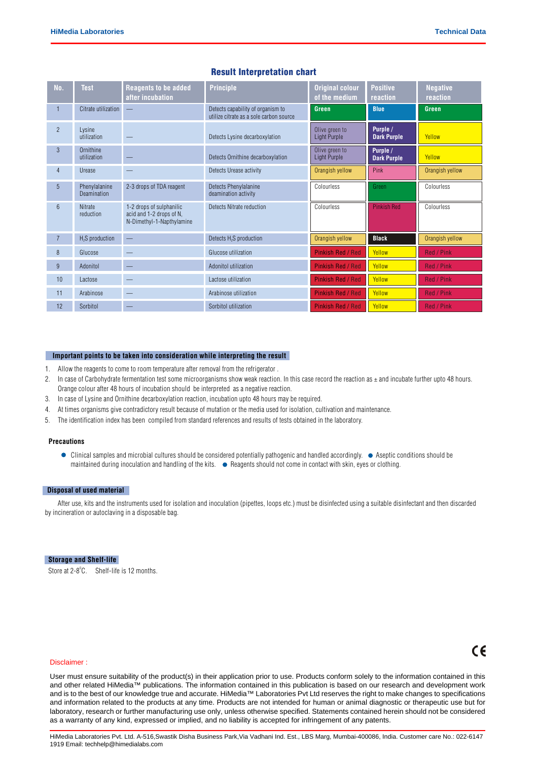## Result Interpretation chart

| No. | Test | Reagents to be added after incubation | Principle | Original colour of the medium | Positive reaction | Negative reaction |
|---|---|---|---|---|---|---|
| 1 | Citrate utilization | — | Detects capability of organism to utilize citrate as a sole carbon source | Green | Blue | Green |
| 2 | Lysine utilization | — | Detects Lysine decarboxylation | Olive green to Light Purple | Purple / Dark Purple | Yellow |
| 3 | Ornithine utilization | — | Detects Ornithine decarboxylation | Olive green to Light Purple | Purple / Dark Purple | Yellow |
| 4 | Urease | — | Detects Urease activity | Orangish yellow | Pink | Orangish yellow |
| 5 | Phenylalanine Deamination | 2-3 drops of TDA reagent | Detects Phenylalanine deamination activity | Colourless | Green | Colourless |
| 6 | Nitrate reduction | 1-2 drops of sulphanilic acid and 1-2 drops of N, N-Dimethyl-1-Napthylamine | Detects Nitrate reduction | Colourless | Pinkish Red | Colourless |
| 7 | $H_2S$ production | — | Detects $H_2S$ production | Orangish yellow | Black | Orangish yellow |
| 8 | Glucose | — | Glucose utilization | Pinkish Red / Red | Yellow | Red / Pink |
| 9 | Adonitol | — | Adonitol utilization | Pinkish Red / Red | Yellow | Red / Pink |
| 10 | Lactose | — | Lactose utilization | Pinkish Red / Red | Yellow | Red / Pink |
| 11 | Arabinose | — | Arabinose utilization | Pinkish Red / Red | Yellow | Red / Pink |
| 12 | Sorbitol | — | Sorbitol utilization | Pinkish Red / Red | Yellow | Red / Pink |

### Important points to be taken into consideration while interpreting the result

1. Allow the reagents to come to room temperature after removal from the refrigerator .
2. In case of Carbohydrate fermentation test some microorganisms show weak reaction. In this case record the reaction as ± and incubate further upto 48 hours. Orange colour after 48 hours of incubation should be interpreted as a negative reaction.
3. In case of Lysine and Ornithine decarboxylation reaction, incubation upto 48 hours may be required.
4. At times organisms give contradictory result because of mutation or the media used for isolation, cultivation and maintenance.
5. The identification index has been compiled from standard references and results of tests obtained in the laboratory.

### Precautions

- Clinical samples and microbial cultures should be considered potentially pathogenic and handled accordingly.
- Aseptic conditions should be maintained during inoculation and handling of the kits.
- Reagents should not come in contact with skin, eyes or clothing.

### Disposal of used material

After use, kits and the instruments used for isolation and inoculation (pipettes, loops etc.) must be disinfected using a suitable disinfectant and then discarded by incineration or autoclaving in a disposable bag.

### Storage and Shelf-life

Store at 2-8°C. Shelf-life is 12 months.

Disclaimer :

User must ensure suitability of the product(s) in their application prior to use. Products conform solely to the information contained in this and other related HiMedia™ publications. The information contained in this publication is based on our research and development work and is to the best of our knowledge true and accurate. HiMedia™ Laboratories Pvt Ltd reserves the right to make changes to specifications and information related to the products at any time. Products are not intended for human or animal diagnostic or therapeutic use but for laboratory, research or further manufacturing use only, unless otherwise specified. Statements contained herein should not be considered as a warranty of any kind, expressed or implied, and no liability is accepted for infringement of any patents.

HiMedia Laboratories Pvt. Ltd. A-516,Swastik Disha Business Park,Via Vadhani Ind. Est., LBS Marg, Mumbai-400086, India. Customer care No.: 022-6147 1919 Email: techhelp@himedialabs.com